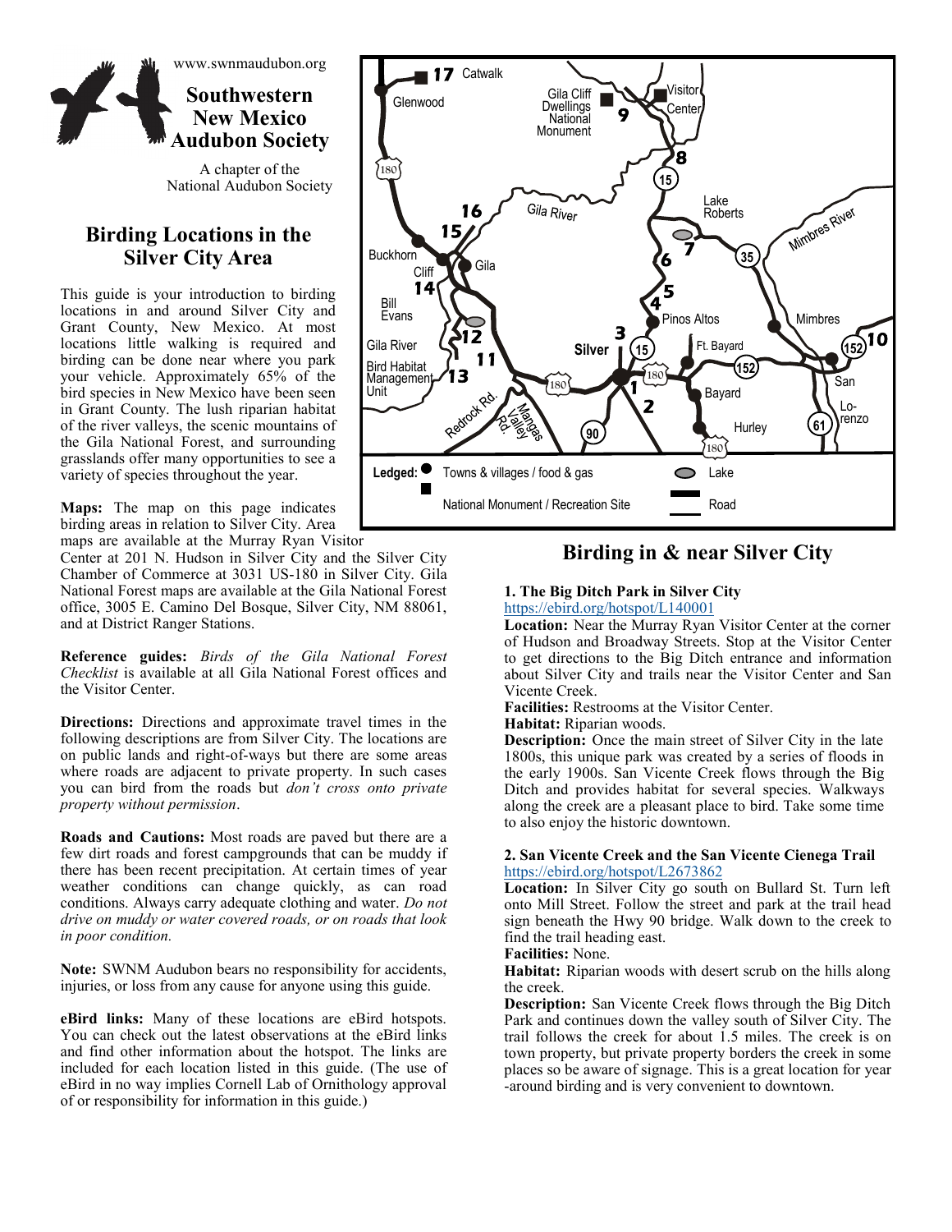www.swnmaudubon.org

# Southwestern New Mexico Audubon Society

A chapter of the National Audubon Society

## Birding Locations in the Silver City Area

This guide is your introduction to birding locations in and around Silver City and Grant County, New Mexico. At most locations little walking is required and birding can be done near where you park your vehicle. Approximately 65% of the bird species in New Mexico have been seen in Grant County. The lush riparian habitat of the river valleys, the scenic mountains of the Gila National Forest, and surrounding grasslands offer many opportunities to see a variety of species throughout the year.

**Maps:** The map on this page indicates birding areas in relation to Silver City. Area maps are available at the Murray Ryan Visitor Center at 201 N. Hudson in Silver City and the Silver City Chamber of Commerce at 3031 US-180 in Silver City. Gila National Forest maps are available at the Gila National Forest office, 3005 E. Camino Del Bosque, Silver City, NM 88061, and at District Ranger Stations.

**Reference guides:** *Birds of the Gila National Forest Checklist* is available at all Gila National Forest offices and the Visitor Center.

**Directions:** Directions and approximate travel times in the following descriptions are from Silver City. The locations are on public lands and right-of-ways but there are some areas where roads are adjacent to private property. In such cases you can bird from the roads but *don't cross onto private property without permission*.

**Roads and Cautions:** Most roads are paved but there are a few dirt roads and forest campgrounds that can be muddy if there has been recent precipitation. At certain times of year weather conditions can change quickly, as can road conditions. Always carry adequate clothing and water. *Do not drive on muddy or water covered roads, or on roads that look in poor condition.*

**Note:** SWNM Audubon bears no responsibility for accidents, injuries, or loss from any cause for anyone using this guide.

**eBird links:** Many of these locations are eBird hotspots. You can check out the latest observations at the eBird links and find other information about the hotspot. The links are included for each location listed in this guide. (The use of eBird in no way implies Cornell Lab of Ornithology approval of or responsibility for information in this guide.)

Map labels: 17 Catwalk, Glenwood, Gila Cliff Dwellings National Monument, 9, Visitor Center, 8, 15, 180, Gila River, 16, 15, Lake Roberts, 7, 35, Mimbres River, Buckhorn, Cliff, Gila, 6, 14, 5, 4, Pinos Altos, Mimbres, Bill Evans, 12, 3, Silver, 15, Ft. Bayard, 152, 10, Gila River Bird Habitat Management Unit, 11, 13, 180, 180, 1, 152, San Lorenzo, Bayard, 2, Redrock Rd., Mangas Valley Rd., 90, Hurley, 61, 180

Ledged: ● Towns & villages / food & gas; ■ National Monument / Recreation Site; Lake; Road

## Birding in & near Silver City

### 1. The Big Ditch Park in Silver City

https://ebird.org/hotspot/L140001

**Location:** Near the Murray Ryan Visitor Center at the corner of Hudson and Broadway Streets. Stop at the Visitor Center to get directions to the Big Ditch entrance and information about Silver City and trails near the Visitor Center and San Vicente Creek.

**Facilities:** Restrooms at the Visitor Center.

**Habitat:** Riparian woods.

**Description:** Once the main street of Silver City in the late 1800s, this unique park was created by a series of floods in the early 1900s. San Vicente Creek flows through the Big Ditch and provides habitat for several species. Walkways along the creek are a pleasant place to bird. Take some time to also enjoy the historic downtown.

### 2. San Vicente Creek and the San Vicente Cienega Trail

https://ebird.org/hotspot/L2673862

**Location:** In Silver City go south on Bullard St. Turn left onto Mill Street. Follow the street and park at the trail head sign beneath the Hwy 90 bridge. Walk down to the creek to find the trail heading east.

**Facilities:** None.

**Habitat:** Riparian woods with desert scrub on the hills along the creek.

**Description:** San Vicente Creek flows through the Big Ditch Park and continues down the valley south of Silver City. The trail follows the creek for about 1.5 miles. The creek is on town property, but private property borders the creek in some places so be aware of signage. This is a great location for year-around birding and is very convenient to downtown.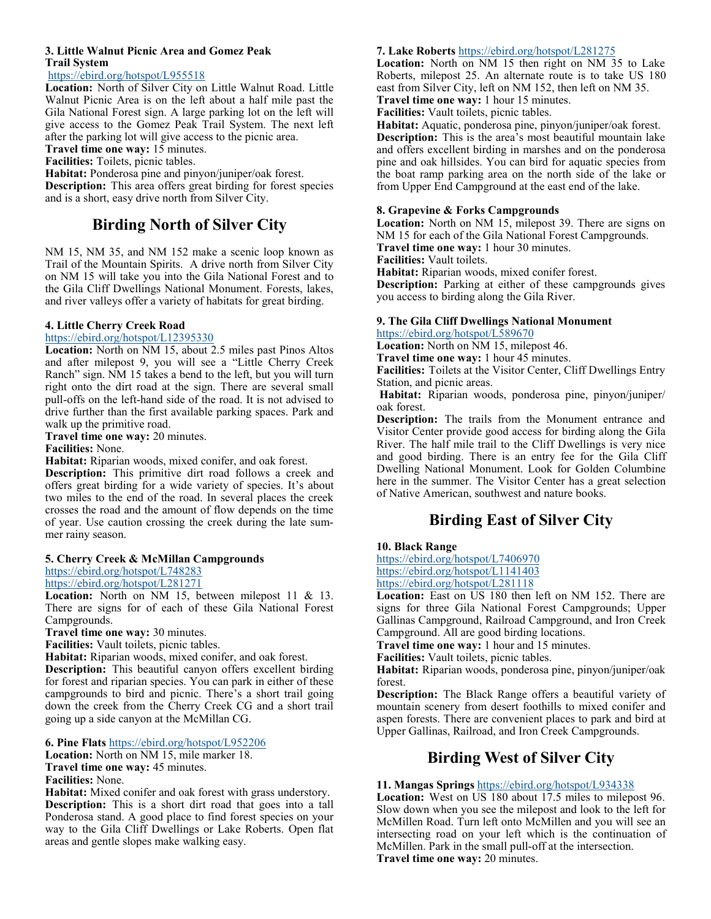**3. Little Walnut Picnic Area and Gomez Peak Trail System**
https://ebird.org/hotspot/L955518

**Location:** North of Silver City on Little Walnut Road. Little Walnut Picnic Area is on the left about a half mile past the Gila National Forest sign. A large parking lot on the left will give access to the Gomez Peak Trail System. The next left after the parking lot will give access to the picnic area.

**Travel time one way:** 15 minutes.

**Facilities:** Toilets, picnic tables.

**Habitat:** Ponderosa pine and pinyon/juniper/oak forest.

**Description:** This area offers great birding for forest species and is a short, easy drive north from Silver City.

## Birding North of Silver City

NM 15, NM 35, and NM 152 make a scenic loop known as Trail of the Mountain Spirits. A drive north from Silver City on NM 15 will take you into the Gila National Forest and to the Gila Cliff Dwellings National Monument. Forests, lakes, and river valleys offer a variety of habitats for great birding.

**4. Little Cherry Creek Road**
https://ebird.org/hotspot/L12395330

**Location:** North on NM 15, about 2.5 miles past Pinos Altos and after milepost 9, you will see a "Little Cherry Creek Ranch" sign. NM 15 takes a bend to the left, but you will turn right onto the dirt road at the sign. There are several small pull-offs on the left-hand side of the road. It is not advised to drive further than the first available parking spaces. Park and walk up the primitive road.

**Travel time one way:** 20 minutes.

**Facilities:** None.

**Habitat:** Riparian woods, mixed conifer, and oak forest.

**Description:** This primitive dirt road follows a creek and offers great birding for a wide variety of species. It's about two miles to the end of the road. In several places the creek crosses the road and the amount of flow depends on the time of year. Use caution crossing the creek during the late summer rainy season.

**5. Cherry Creek & McMillan Campgrounds**
https://ebird.org/hotspot/L748283
https://ebird.org/hotspot/L281271

**Location:** North on NM 15, between milepost 11 & 13. There are signs for of each of these Gila National Forest Campgrounds.

**Travel time one way:** 30 minutes.

**Facilities:** Vault toilets, picnic tables.

**Habitat:** Riparian woods, mixed conifer, and oak forest.

**Description:** This beautiful canyon offers excellent birding for forest and riparian species. You can park in either of these campgrounds to bird and picnic. There's a short trail going down the creek from the Cherry Creek CG and a short trail going up a side canyon at the McMillan CG.

**6. Pine Flats** https://ebird.org/hotspot/L952206

**Location:** North on NM 15, mile marker 18.

**Travel time one way:** 45 minutes.

**Facilities:** None.

**Habitat:** Mixed conifer and oak forest with grass understory.

**Description:** This is a short dirt road that goes into a tall Ponderosa stand. A good place to find forest species on your way to the Gila Cliff Dwellings or Lake Roberts. Open flat areas and gentle slopes make walking easy.

**7. Lake Roberts** https://ebird.org/hotspot/L281275

**Location:** North on NM 15 then right on NM 35 to Lake Roberts, milepost 25. An alternate route is to take US 180 east from Silver City, left on NM 152, then left on NM 35.

**Travel time one way:** 1 hour 15 minutes.

**Facilities:** Vault toilets, picnic tables.

**Habitat:** Aquatic, ponderosa pine, pinyon/juniper/oak forest.

**Description:** This is the area's most beautiful mountain lake and offers excellent birding in marshes and on the ponderosa pine and oak hillsides. You can bird for aquatic species from the boat ramp parking area on the north side of the lake or from Upper End Campground at the east end of the lake.

**8. Grapevine & Forks Campgrounds**

**Location:** North on NM 15, milepost 39. There are signs on NM 15 for each of the Gila National Forest Campgrounds.

**Travel time one way:** 1 hour 30 minutes.

**Facilities:** Vault toilets.

**Habitat:** Riparian woods, mixed conifer forest.

**Description:** Parking at either of these campgrounds gives you access to birding along the Gila River.

**9. The Gila Cliff Dwellings National Monument**
https://ebird.org/hotspot/L589670

**Location:** North on NM 15, milepost 46.

**Travel time one way:** 1 hour 45 minutes.

**Facilities:** Toilets at the Visitor Center, Cliff Dwellings Entry Station, and picnic areas.

**Habitat:** Riparian woods, ponderosa pine, pinyon/juniper/oak forest.

**Description:** The trails from the Monument entrance and Visitor Center provide good access for birding along the Gila River. The half mile trail to the Cliff Dwellings is very nice and good birding. There is an entry fee for the Gila Cliff Dwelling National Monument. Look for Golden Columbine here in the summer. The Visitor Center has a great selection of Native American, southwest and nature books.

## Birding East of Silver City

**10. Black Range**
https://ebird.org/hotspot/L7406970
https://ebird.org/hotspot/L1141403
https://ebird.org/hotspot/L281118

**Location:** East on US 180 then left on NM 152. There are signs for three Gila National Forest Campgrounds; Upper Gallinas Campground, Railroad Campground, and Iron Creek Campground. All are good birding locations.

**Travel time one way:** 1 hour and 15 minutes.

**Facilities:** Vault toilets, picnic tables.

**Habitat:** Riparian woods, ponderosa pine, pinyon/juniper/oak forest.

**Description:** The Black Range offers a beautiful variety of mountain scenery from desert foothills to mixed conifer and aspen forests. There are convenient places to park and bird at Upper Gallinas, Railroad, and Iron Creek Campgrounds.

## Birding West of Silver City

**11. Mangas Springs** https://ebird.org/hotspot/L934338

**Location:** West on US 180 about 17.5 miles to milepost 96. Slow down when you see the milepost and look to the left for McMillen Road. Turn left onto McMillen and you will see an intersecting road on your left which is the continuation of McMillen. Park in the small pull-off at the intersection.

**Travel time one way:** 20 minutes.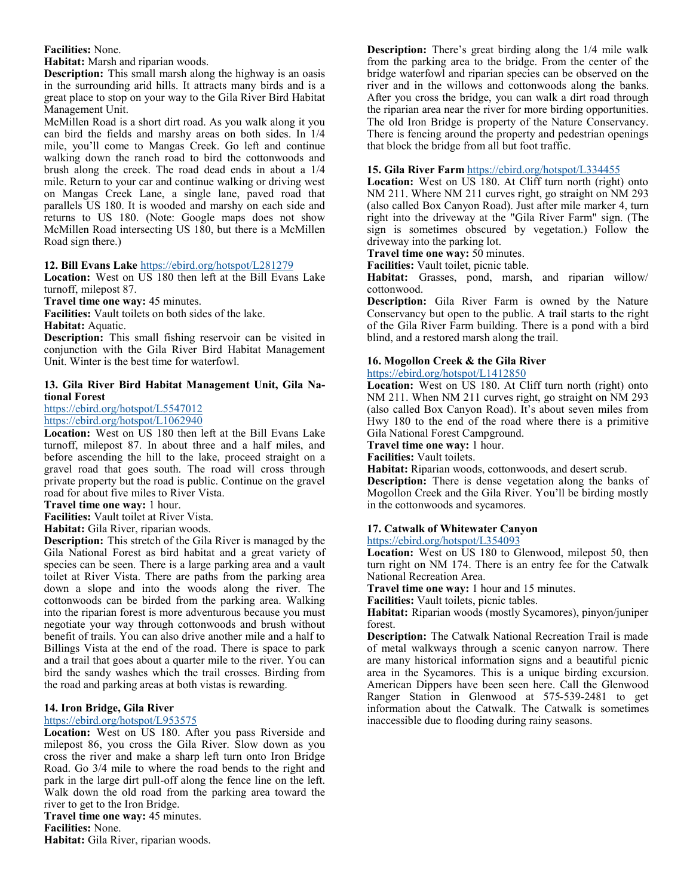**Facilities:** None.
**Habitat:** Marsh and riparian woods.
**Description:** This small marsh along the highway is an oasis in the surrounding arid hills. It attracts many birds and is a great place to stop on your way to the Gila River Bird Habitat Management Unit.

McMillen Road is a short dirt road. As you walk along it you can bird the fields and marshy areas on both sides. In 1/4 mile, you'll come to Mangas Creek. Go left and continue walking down the ranch road to bird the cottonwoods and brush along the creek. The road dead ends in about a 1/4 mile. Return to your car and continue walking or driving west on Mangas Creek Lane, a single lane, paved road that parallels US 180. It is wooded and marshy on each side and returns to US 180. (Note: Google maps does not show McMillen Road intersecting US 180, but there is a McMillen Road sign there.)

### 12. Bill Evans Lake https://ebird.org/hotspot/L281279

**Location:** West on US 180 then left at the Bill Evans Lake turnoff, milepost 87.
**Travel time one way:** 45 minutes.
**Facilities:** Vault toilets on both sides of the lake.
**Habitat:** Aquatic.
**Description:** This small fishing reservoir can be visited in conjunction with the Gila River Bird Habitat Management Unit. Winter is the best time for waterfowl.

### 13. Gila River Bird Habitat Management Unit, Gila National Forest

https://ebird.org/hotspot/L5547012
https://ebird.org/hotspot/L1062940

**Location:** West on US 180 then left at the Bill Evans Lake turnoff, milepost 87. In about three and a half miles, and before ascending the hill to the lake, proceed straight on a gravel road that goes south. The road will cross through private property but the road is public. Continue on the gravel road for about five miles to River Vista.
**Travel time one way:** 1 hour.
**Facilities:** Vault toilet at River Vista.
**Habitat:** Gila River, riparian woods.
**Description:** This stretch of the Gila River is managed by the Gila National Forest as bird habitat and a great variety of species can be seen. There is a large parking area and a vault toilet at River Vista. There are paths from the parking area down a slope and into the woods along the river. The cottonwoods can be birded from the parking area. Walking into the riparian forest is more adventurous because you must negotiate your way through cottonwoods and brush without benefit of trails. You can also drive another mile and a half to Billings Vista at the end of the road. There is space to park and a trail that goes about a quarter mile to the river. You can bird the sandy washes which the trail crosses. Birding from the road and parking areas at both vistas is rewarding.

### 14. Iron Bridge, Gila River

https://ebird.org/hotspot/L953575

**Location:** West on US 180. After you pass Riverside and milepost 86, you cross the Gila River. Slow down as you cross the river and make a sharp left turn onto Iron Bridge Road. Go 3/4 mile to where the road bends to the right and park in the large dirt pull-off along the fence line on the left. Walk down the old road from the parking area toward the river to get to the Iron Bridge.
**Travel time one way:** 45 minutes.
**Facilities:** None.
**Habitat:** Gila River, riparian woods.
**Description:** There's great birding along the 1/4 mile walk from the parking area to the bridge. From the center of the bridge waterfowl and riparian species can be observed on the river and in the willows and cottonwoods along the banks. After you cross the bridge, you can walk a dirt road through the riparian area near the river for more birding opportunities. The old Iron Bridge is property of the Nature Conservancy. There is fencing around the property and pedestrian openings that block the bridge from all but foot traffic.

### 15. Gila River Farm https://ebird.org/hotspot/L334455

**Location:** West on US 180. At Cliff turn north (right) onto NM 211. Where NM 211 curves right, go straight on NM 293 (also called Box Canyon Road). Just after mile marker 4, turn right into the driveway at the "Gila River Farm" sign. (The sign is sometimes obscured by vegetation.) Follow the driveway into the parking lot.
**Travel time one way:** 50 minutes.
**Facilities:** Vault toilet, picnic table.
**Habitat:** Grasses, pond, marsh, and riparian willow/cottonwood.
**Description:** Gila River Farm is owned by the Nature Conservancy but open to the public. A trail starts to the right of the Gila River Farm building. There is a pond with a bird blind, and a restored marsh along the trail.

### 16. Mogollon Creek & the Gila River

https://ebird.org/hotspot/L1412850

**Location:** West on US 180. At Cliff turn north (right) onto NM 211. When NM 211 curves right, go straight on NM 293 (also called Box Canyon Road). It's about seven miles from Hwy 180 to the end of the road where there is a primitive Gila National Forest Campground.
**Travel time one way:** 1 hour.
**Facilities:** Vault toilets.
**Habitat:** Riparian woods, cottonwoods, and desert scrub.
**Description:** There is dense vegetation along the banks of Mogollon Creek and the Gila River. You'll be birding mostly in the cottonwoods and sycamores.

### 17. Catwalk of Whitewater Canyon

https://ebird.org/hotspot/L354093

**Location:** West on US 180 to Glenwood, milepost 50, then turn right on NM 174. There is an entry fee for the Catwalk National Recreation Area.
**Travel time one way:** 1 hour and 15 minutes.
**Facilities:** Vault toilets, picnic tables.
**Habitat:** Riparian woods (mostly Sycamores), pinyon/juniper forest.
**Description:** The Catwalk National Recreation Trail is made of metal walkways through a scenic canyon narrow. There are many historical information signs and a beautiful picnic area in the Sycamores. This is a unique birding excursion. American Dippers have been seen here. Call the Glenwood Ranger Station in Glenwood at 575-539-2481 to get information about the Catwalk. The Catwalk is sometimes inaccessible due to flooding during rainy seasons.